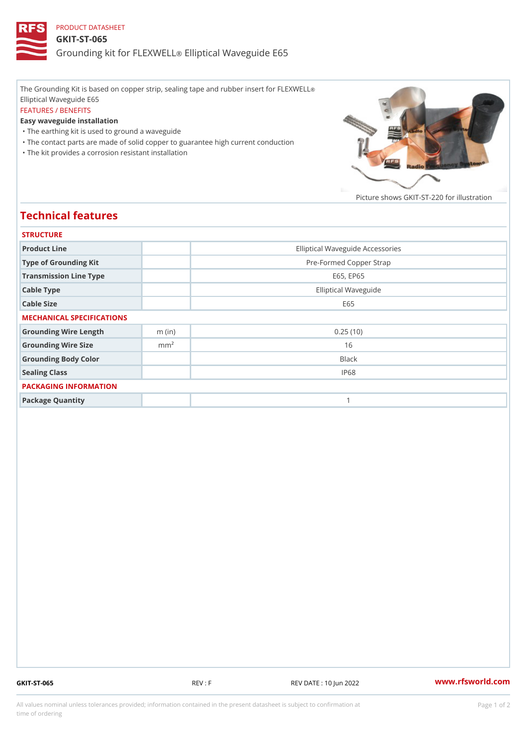PRODUCT DATASHEET

# GKIT-ST-065

## Grounding kit for FLEXWELL® Elliptical Waveguide E65

The Grounding Kit is based on copper strip, sealing tape and rubber insert for FLEXWELL® Elliptical Waveguide E65

FEATURES / BENEFITS

**Easy waveguide installation**

- The earthing kit is used to ground a waveguide
- The contact parts are made of solid copper to guarantee high current conduction
- The kit provides a corrosion resistant installation

Picture shows GKIT-ST-220 for illustration

## Technical features

### STRUCTURE

| | | |
|---|---|---|
| Product Line | | Elliptical Waveguide Accessories |
| Type of Grounding Kit | | Pre-Formed Copper Strap |
| Transmission Line Type | | E65, EP65 |
| Cable Type | | Elliptical Waveguide |
| Cable Size | | E65 |

### MECHANICAL SPECIFICATIONS

| | | |
|---|---|---|
| Grounding Wire Length | m (in) | 0.25 (10) |
| Grounding Wire Size | $mm^2$ | 16 |
| Grounding Body Color | | Black |
| Sealing Class | | IP68 |

### PACKAGING INFORMATION

| | | |
|---|---|---|
| Package Quantity | | 1 |

GKIT-ST-065 REV : F REV DATE : 10 Jun 2022 www.rfsworld.com

All values nominal unless tolerances provided; information contained in the present datasheet is subject to confirmation at time of ordering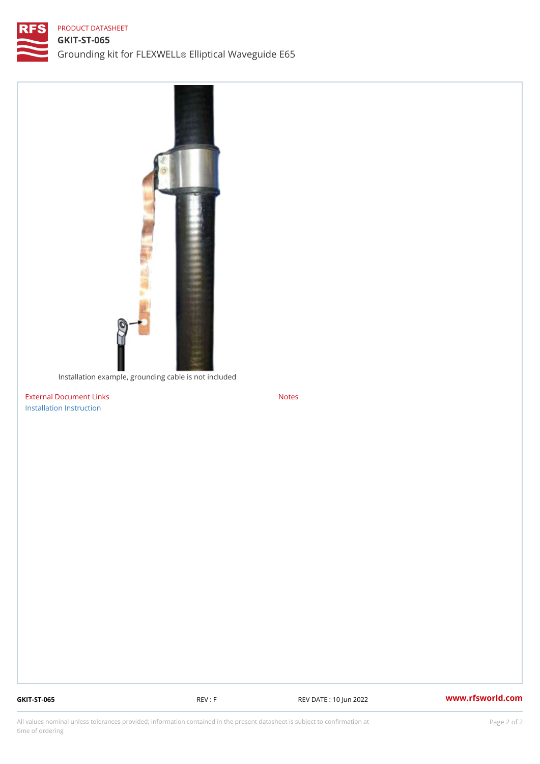Installation example, grounding cable is not included

External Document Links

Installation Instruction

Notes